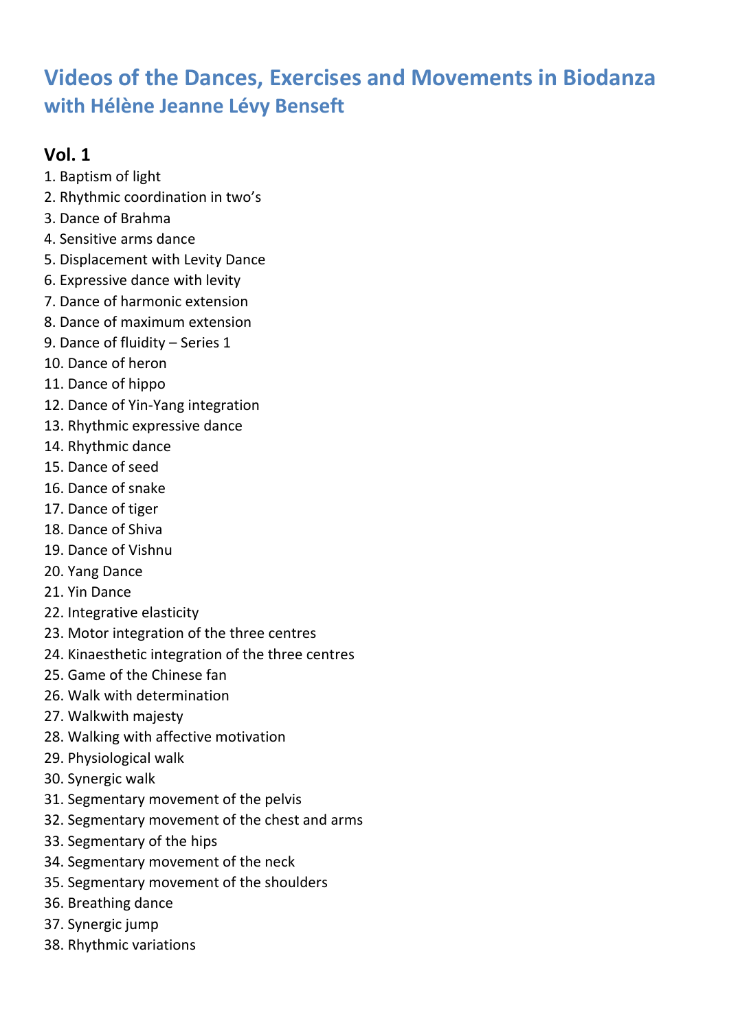# Videos of the Dances, Exercises and Movements in Biodanza
## with Hélène Jeanne Lévy Benseft

### Vol. 1

1. Baptism of light
2. Rhythmic coordination in two's
3. Dance of Brahma
4. Sensitive arms dance
5. Displacement with Levity Dance
6. Expressive dance with levity
7. Dance of harmonic extension
8. Dance of maximum extension
9. Dance of fluidity – Series 1
10. Dance of heron
11. Dance of hippo
12. Dance of Yin-Yang integration
13. Rhythmic expressive dance
14. Rhythmic dance
15. Dance of seed
16. Dance of snake
17. Dance of tiger
18. Dance of Shiva
19. Dance of Vishnu
20. Yang Dance
21. Yin Dance
22. Integrative elasticity
23. Motor integration of the three centres
24. Kinaesthetic integration of the three centres
25. Game of the Chinese fan
26. Walk with determination
27. Walkwith majesty
28. Walking with affective motivation
29. Physiological walk
30. Synergic walk
31. Segmentary movement of the pelvis
32. Segmentary movement of the chest and arms
33. Segmentary of the hips
34. Segmentary movement of the neck
35. Segmentary movement of the shoulders
36. Breathing dance
37. Synergic jump
38. Rhythmic variations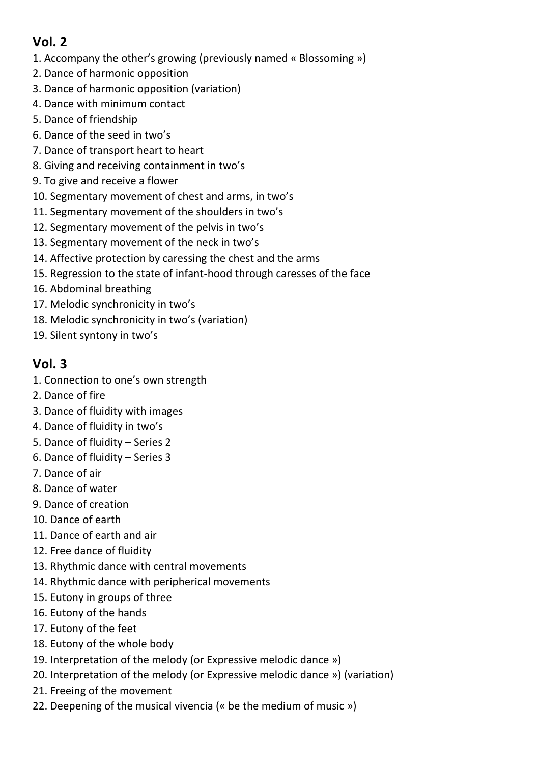## Vol. 2

1. Accompany the other's growing (previously named « Blossoming »)
2. Dance of harmonic opposition
3. Dance of harmonic opposition (variation)
4. Dance with minimum contact
5. Dance of friendship
6. Dance of the seed in two's
7. Dance of transport heart to heart
8. Giving and receiving containment in two's
9. To give and receive a flower
10. Segmentary movement of chest and arms, in two's
11. Segmentary movement of the shoulders in two's
12. Segmentary movement of the pelvis in two's
13. Segmentary movement of the neck in two's
14. Affective protection by caressing the chest and the arms
15. Regression to the state of infant-hood through caresses of the face
16. Abdominal breathing
17. Melodic synchronicity in two's
18. Melodic synchronicity in two's (variation)
19. Silent syntony in two's

## Vol. 3

1. Connection to one's own strength
2. Dance of fire
3. Dance of fluidity with images
4. Dance of fluidity in two's
5. Dance of fluidity – Series 2
6. Dance of fluidity – Series 3
7. Dance of air
8. Dance of water
9. Dance of creation
10. Dance of earth
11. Dance of earth and air
12. Free dance of fluidity
13. Rhythmic dance with central movements
14. Rhythmic dance with peripherical movements
15. Eutony in groups of three
16. Eutony of the hands
17. Eutony of the feet
18. Eutony of the whole body
19. Interpretation of the melody (or Expressive melodic dance »)
20. Interpretation of the melody (or Expressive melodic dance ») (variation)
21. Freeing of the movement
22. Deepening of the musical vivencia (« be the medium of music »)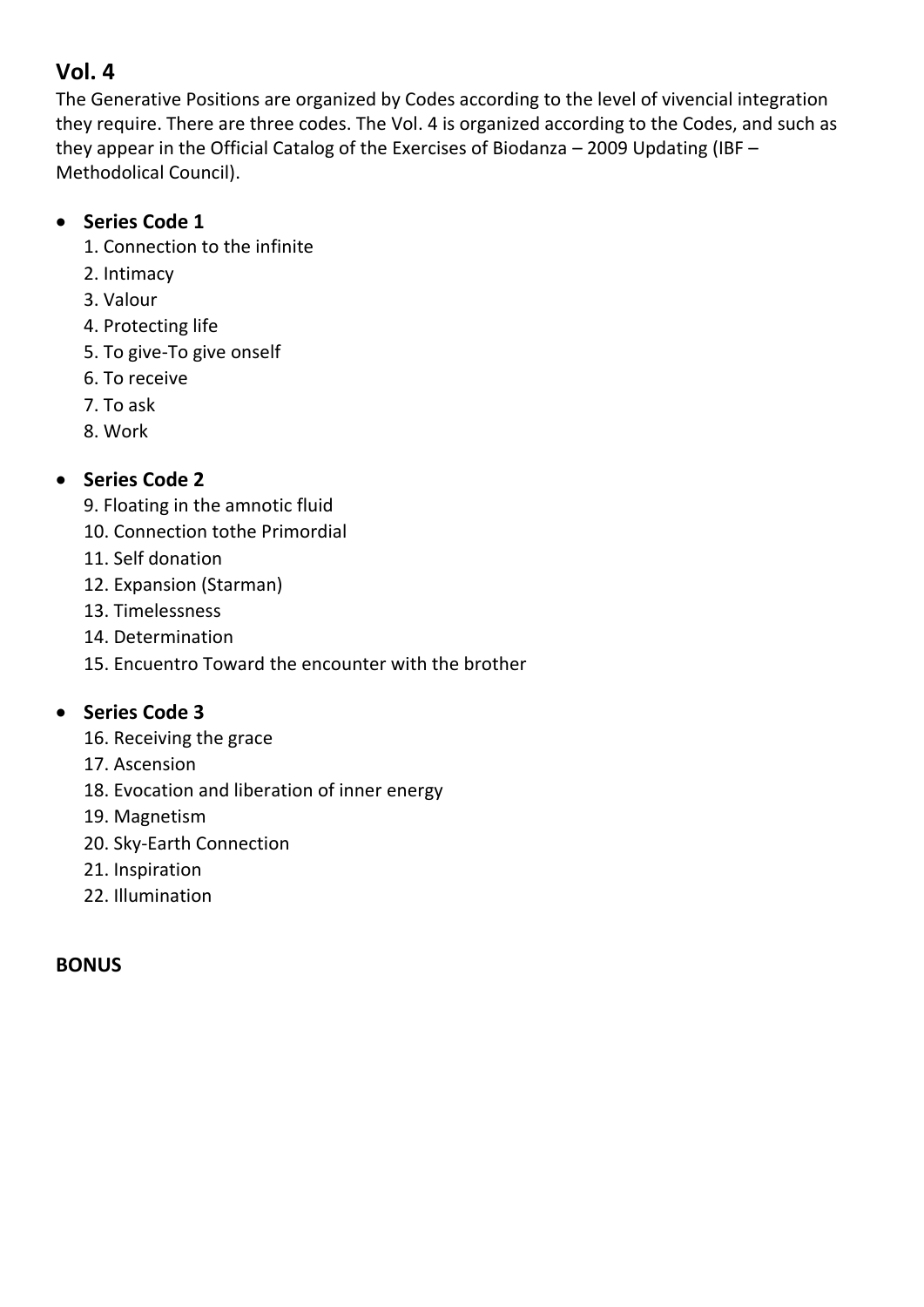## Vol. 4

The Generative Positions are organized by Codes according to the level of vivencial integration they require. There are three codes. The Vol. 4 is organized according to the Codes, and such as they appear in the Official Catalog of the Exercises of Biodanza – 2009 Updating (IBF – Methodolical Council).

- **Series Code 1**
    1. Connection to the infinite
    2. Intimacy
    3. Valour
    4. Protecting life
    5. To give-To give onself
    6. To receive
    7. To ask
    8. Work

- **Series Code 2**
    9. Floating in the amnotic fluid
    10. Connection tothe Primordial
    11. Self donation
    12. Expansion (Starman)
    13. Timelessness
    14. Determination
    15. Encuentro Toward the encounter with the brother

- **Series Code 3**
    16. Receiving the grace
    17. Ascension
    18. Evocation and liberation of inner energy
    19. Magnetism
    20. Sky-Earth Connection
    21. Inspiration
    22. Illumination

**BONUS**